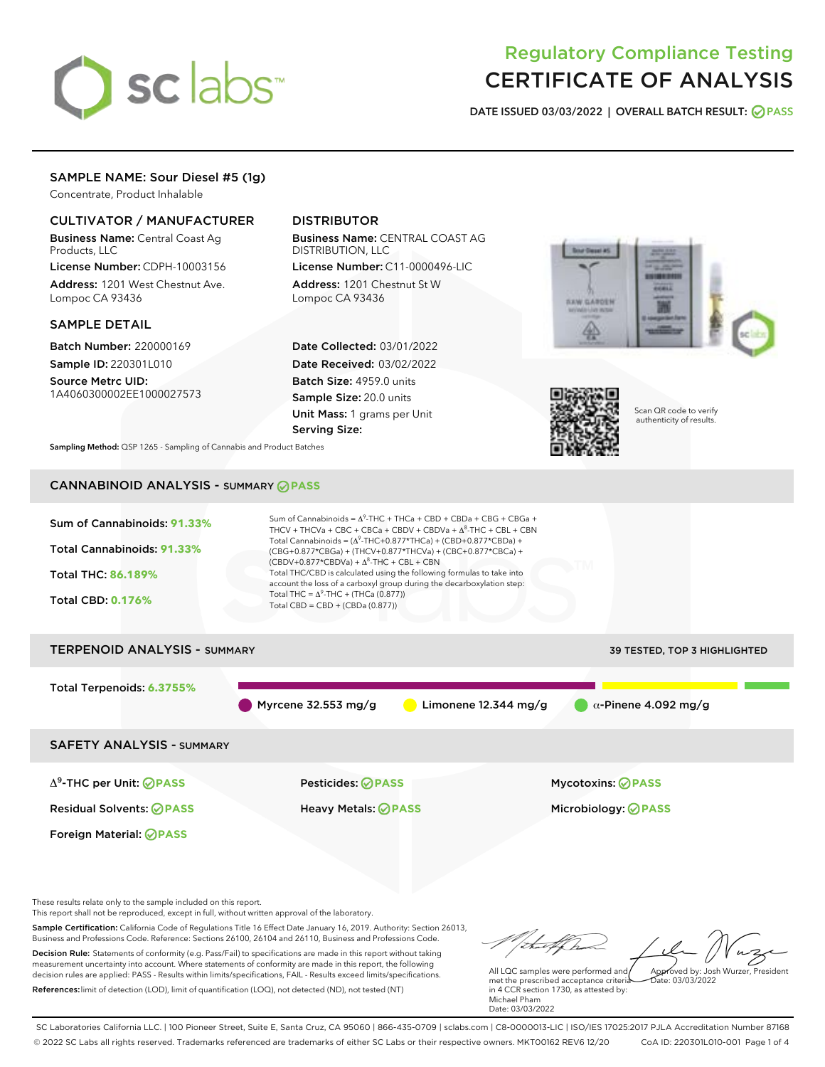# Regulatory Compliance Testing
# CERTIFICATE OF ANALYSIS

**DATE ISSUED 03/03/2022 | OVERALL BATCH RESULT: PASS**

## SAMPLE NAME: Sour Diesel #5 (1g)

Concentrate, Product Inhalable

### CULTIVATOR / MANUFACTURER

**Business Name:** Central Coast Ag Products, LLC

**License Number:** CDPH-10003156

**Address:** 1201 West Chestnut Ave. Lompoc CA 93436

### DISTRIBUTOR

**Business Name:** CENTRAL COAST AG DISTRIBUTION, LLC

**License Number:** C11-0000496-LIC

**Address:** 1201 Chestnut St W Lompoc CA 93436

### SAMPLE DETAIL

**Batch Number:** 220000169

**Sample ID:** 220301L010

**Source Metrc UID:** 1A4060300002EE1000027573

**Date Collected:** 03/01/2022

**Date Received:** 03/02/2022

**Batch Size:** 4959.0 units

**Sample Size:** 20.0 units

**Unit Mass:** 1 grams per Unit

**Serving Size:**

Scan QR code to verify authenticity of results.

**Sampling Method:** QSP 1265 - Sampling of Cannabis and Product Batches

## CANNABINOID ANALYSIS - SUMMARY PASS

**Sum of Cannabinoids:** 91.33%

**Total Cannabinoids:** 91.33%

**Total THC:** 86.189%

**Total CBD:** 0.176%

Sum of Cannabinoids = $\Delta^9$-THC + THCa + CBD + CBDa + CBG + CBGa + THCV + THCVa + CBC + CBCa + CBDV + CBDVa + $\Delta^8$-THC + CBL + CBN

Total Cannabinoids = ($\Delta^9$-THC+0.877*THCa) + (CBD+0.877*CBDa) + (CBG+0.877*CBGa) + (THCV+0.877*THCVa) + (CBC+0.877*CBCa) + (CBDV+0.877*CBDVa) + $\Delta^8$-THC + CBL + CBN

Total THC/CBD is calculated using the following formulas to take into account the loss of a carboxyl group during the decarboxylation step:

Total THC = $\Delta^9$-THC + (THCa (0.877))

Total CBD = CBD + (CBDa (0.877))

## TERPENOID ANALYSIS - SUMMARY

39 TESTED, TOP 3 HIGHLIGHTED

**Total Terpenoids:** 6.3755%

Myrcene 32.553 mg/g | Limonene 12.344 mg/g | $\alpha$-Pinene 4.092 mg/g

## SAFETY ANALYSIS - SUMMARY

| | | |
|---|---|---|
| $\Delta^9$-THC per Unit: PASS | Pesticides: PASS | Mycotoxins: PASS |
| Residual Solvents: PASS | Heavy Metals: PASS | Microbiology: PASS |
| Foreign Material: PASS | | |

These results relate only to the sample included on this report.
This report shall not be reproduced, except in full, without written approval of the laboratory.

**Sample Certification:** California Code of Regulations Title 16 Effect Date January 16, 2019. Authority: Section 26013, Business and Professions Code. Reference: Sections 26100, 26104 and 26110, Business and Professions Code.

**Decision Rule:** Statements of conformity (e.g. Pass/Fail) to specifications are made in this report without taking measurement uncertainty into account. Where statements of conformity are made in this report, the following decision rules are applied: PASS - Results within limits/specifications, FAIL - Results exceed limits/specifications.

**References:** limit of detection (LOD), limit of quantification (LOQ), not detected (ND), not tested (NT)

All LQC samples were performed and met the prescribed acceptance criteria in 4 CCR section 1730, as attested by: Michael Pham
Date: 03/03/2022

Approved by: Josh Wurzer, President
Date: 03/03/2022

SC Laboratories California LLC. | 100 Pioneer Street, Suite E, Santa Cruz, CA 95060 | 866-435-0709 | sclabs.com | C8-0000013-LIC | ISO/IES 17025:2017 PJLA Accreditation Number 87168
© 2022 SC Labs all rights reserved. Trademarks referenced are trademarks of either SC Labs or their respective owners. MKT00162 REV6 12/20 CoA ID: 220301L010-001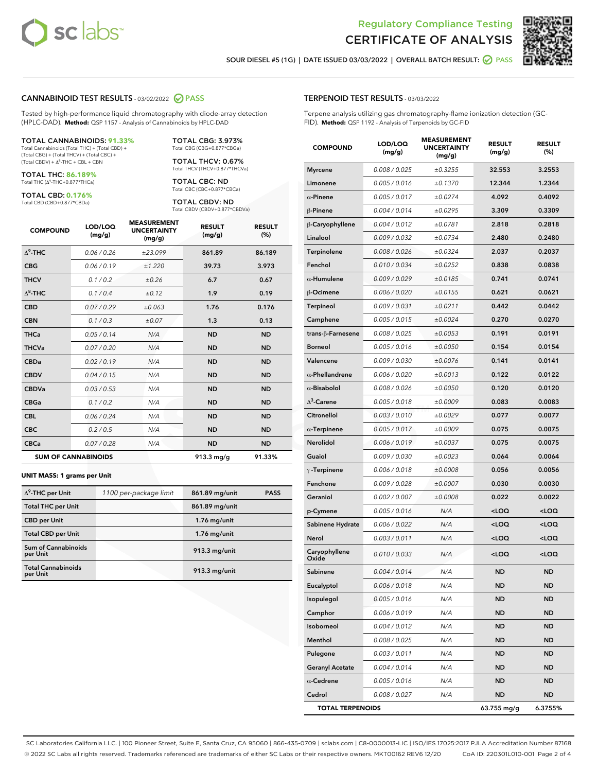Regulatory Compliance Testing

# CERTIFICATE OF ANALYSIS

SOUR DIESEL #5 (1G) | DATE ISSUED 03/03/2022 | OVERALL BATCH RESULT: PASS

## CANNABINOID TEST RESULTS - 03/02/2022 PASS

Tested by high-performance liquid chromatography with diode-array detection (HPLC-DAD). **Method:** QSP 1157 - Analysis of Cannabinoids by HPLC-DAD

**TOTAL CANNABINOIDS: 91.33%**
Total Cannabinoids (Total THC) + (Total CBD) + (Total CBG) + (Total THCV) + (Total CBC) + (Total CBDV) + $\Delta^8$-THC + CBL + CBN

**TOTAL THC: 86.189%**
Total THC ($\Delta^9$-THC+0.877*THCa)

**TOTAL CBD: 0.176%**
Total CBD (CBD+0.877*CBDa)

**TOTAL CBG: 3.973%**
Total CBG (CBG+0.877*CBGa)

**TOTAL THCV: 0.67%**
Total THCV (THCV+0.877*THCVa)

**TOTAL CBC: ND**
Total CBC (CBC+0.877*CBCa)

**TOTAL CBDV: ND**
Total CBDV (CBDV+0.877*CBDVa)

| COMPOUND | LOD/LOQ (mg/g) | MEASUREMENT UNCERTAINTY (mg/g) | RESULT (mg/g) | RESULT (%) |
|---|---|---|---|---|
| $\Delta^9$-THC | 0.06 / 0.26 | ±23.099 | 861.89 | 86.189 |
| CBG | 0.06 / 0.19 | ±1.220 | 39.73 | 3.973 |
| THCV | 0.1 / 0.2 | ±0.26 | 6.7 | 0.67 |
| $\Delta^8$-THC | 0.1 / 0.4 | ±0.12 | 1.9 | 0.19 |
| CBD | 0.07 / 0.29 | ±0.063 | 1.76 | 0.176 |
| CBN | 0.1 / 0.3 | ±0.07 | 1.3 | 0.13 |
| THCa | 0.05 / 0.14 | N/A | ND | ND |
| THCVa | 0.07 / 0.20 | N/A | ND | ND |
| CBDa | 0.02 / 0.19 | N/A | ND | ND |
| CBDV | 0.04 / 0.15 | N/A | ND | ND |
| CBDVa | 0.03 / 0.53 | N/A | ND | ND |
| CBGa | 0.1 / 0.2 | N/A | ND | ND |
| CBL | 0.06 / 0.24 | N/A | ND | ND |
| CBC | 0.2 / 0.5 | N/A | ND | ND |
| CBCa | 0.07 / 0.28 | N/A | ND | ND |
| **SUM OF CANNABINOIDS** | | | 913.3 mg/g | 91.33% |

**UNIT MASS: 1 grams per Unit**

| | | | |
|---|---|---|---|
| $\Delta^9$-THC per Unit | 1100 per-package limit | 861.89 mg/unit | PASS |
| Total THC per Unit | | 861.89 mg/unit | |
| CBD per Unit | | 1.76 mg/unit | |
| Total CBD per Unit | | 1.76 mg/unit | |
| Sum of Cannabinoids per Unit | | 913.3 mg/unit | |
| Total Cannabinoids per Unit | | 913.3 mg/unit | |

## TERPENOID TEST RESULTS - 03/03/2022

Terpene analysis utilizing gas chromatography-flame ionization detection (GC-FID). **Method:** QSP 1192 - Analysis of Terpenoids by GC-FID

| COMPOUND | LOD/LOQ (mg/g) | MEASUREMENT UNCERTAINTY (mg/g) | RESULT (mg/g) | RESULT (%) |
|---|---|---|---|---|
| Myrcene | 0.008 / 0.025 | ±0.3255 | 32.553 | 3.2553 |
| Limonene | 0.005 / 0.016 | ±0.1370 | 12.344 | 1.2344 |
| α-Pinene | 0.005 / 0.017 | ±0.0274 | 4.092 | 0.4092 |
| β-Pinene | 0.004 / 0.014 | ±0.0295 | 3.309 | 0.3309 |
| β-Caryophyllene | 0.004 / 0.012 | ±0.0781 | 2.818 | 0.2818 |
| Linalool | 0.009 / 0.032 | ±0.0734 | 2.480 | 0.2480 |
| Terpinolene | 0.008 / 0.026 | ±0.0324 | 2.037 | 0.2037 |
| Fenchol | 0.010 / 0.034 | ±0.0252 | 0.838 | 0.0838 |
| α-Humulene | 0.009 / 0.029 | ±0.0185 | 0.741 | 0.0741 |
| β-Ocimene | 0.006 / 0.020 | ±0.0155 | 0.621 | 0.0621 |
| Terpineol | 0.009 / 0.031 | ±0.0211 | 0.442 | 0.0442 |
| Camphene | 0.005 / 0.015 | ±0.0024 | 0.270 | 0.0270 |
| trans-β-Farnesene | 0.008 / 0.025 | ±0.0053 | 0.191 | 0.0191 |
| Borneol | 0.005 / 0.016 | ±0.0050 | 0.154 | 0.0154 |
| Valencene | 0.009 / 0.030 | ±0.0076 | 0.141 | 0.0141 |
| α-Phellandrene | 0.006 / 0.020 | ±0.0013 | 0.122 | 0.0122 |
| α-Bisabolol | 0.008 / 0.026 | ±0.0050 | 0.120 | 0.0120 |
| $\Delta^3$-Carene | 0.005 / 0.018 | ±0.0009 | 0.083 | 0.0083 |
| Citronellol | 0.003 / 0.010 | ±0.0029 | 0.077 | 0.0077 |
| α-Terpinene | 0.005 / 0.017 | ±0.0009 | 0.075 | 0.0075 |
| Nerolidol | 0.006 / 0.019 | ±0.0037 | 0.075 | 0.0075 |
| Guaiol | 0.009 / 0.030 | ±0.0023 | 0.064 | 0.0064 |
| γ-Terpinene | 0.006 / 0.018 | ±0.0008 | 0.056 | 0.0056 |
| Fenchone | 0.009 / 0.028 | ±0.0007 | 0.030 | 0.0030 |
| Geraniol | 0.002 / 0.007 | ±0.0008 | 0.022 | 0.0022 |
| p-Cymene | 0.005 / 0.016 | N/A | <LOQ | <LOQ |
| Sabinene Hydrate | 0.006 / 0.022 | N/A | <LOQ | <LOQ |
| Nerol | 0.003 / 0.011 | N/A | <LOQ | <LOQ |
| Caryophyllene Oxide | 0.010 / 0.033 | N/A | <LOQ | <LOQ |
| Sabinene | 0.004 / 0.014 | N/A | ND | ND |
| Eucalyptol | 0.006 / 0.018 | N/A | ND | ND |
| Isopulegol | 0.005 / 0.016 | N/A | ND | ND |
| Camphor | 0.006 / 0.019 | N/A | ND | ND |
| Isoborneol | 0.004 / 0.012 | N/A | ND | ND |
| Menthol | 0.008 / 0.025 | N/A | ND | ND |
| Pulegone | 0.003 / 0.011 | N/A | ND | ND |
| Geranyl Acetate | 0.004 / 0.014 | N/A | ND | ND |
| α-Cedrene | 0.005 / 0.016 | N/A | ND | ND |
| Cedrol | 0.008 / 0.027 | N/A | ND | ND |
| **TOTAL TERPENOIDS** | | | 63.755 mg/g | 6.3755% |

SC Laboratories California LLC. | 100 Pioneer Street, Suite E, Santa Cruz, CA 95060 | 866-435-0709 | sclabs.com | C8-0000013-LIC | ISO/IES 17025:2017 PJLA Accreditation Number 87168
© 2022 SC Labs all rights reserved. Trademarks referenced are trademarks of either SC Labs or their respective owners. MKT00162 REV6 12/20 CoA ID: 220301L010-001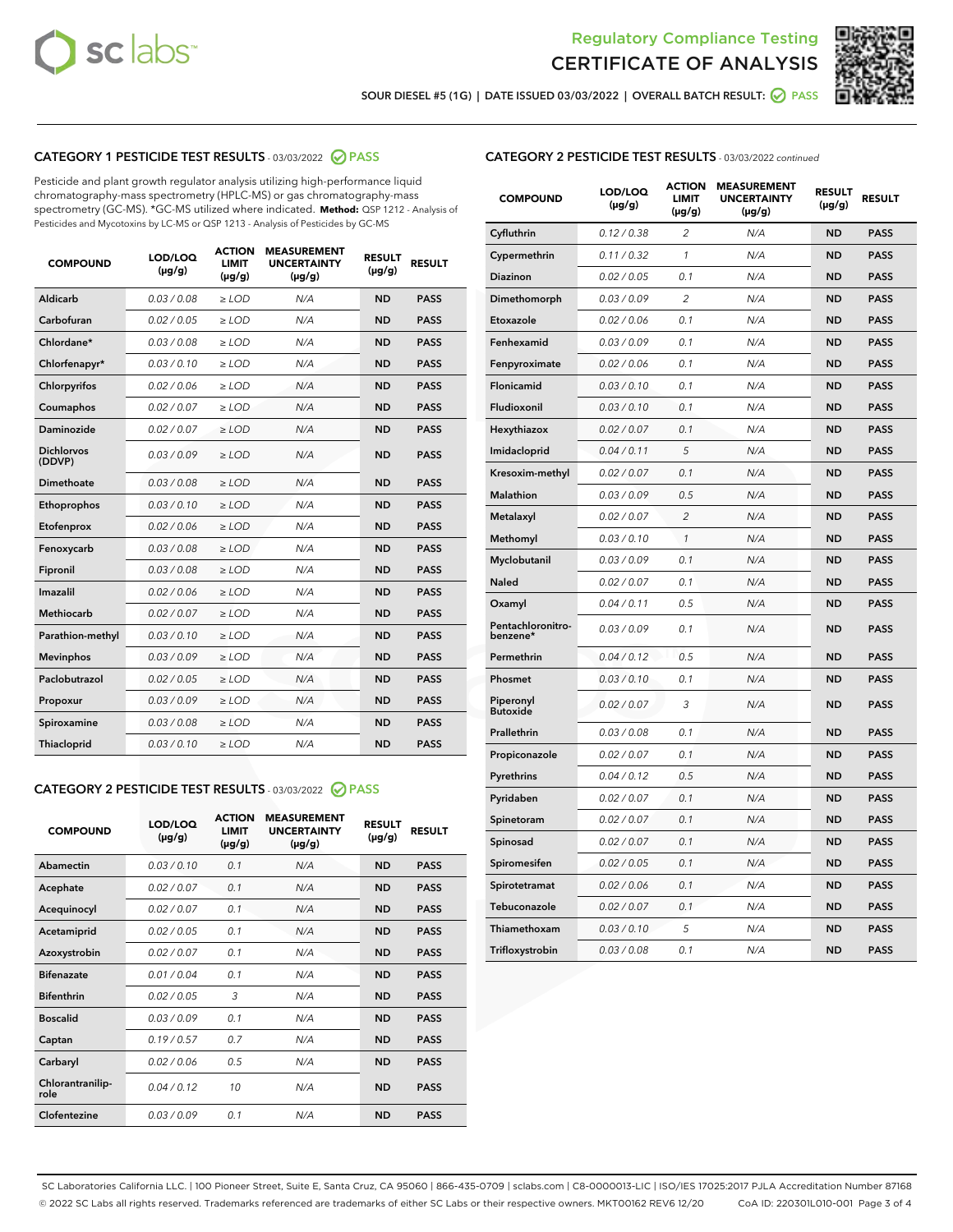# Regulatory Compliance Testing
# CERTIFICATE OF ANALYSIS

SOUR DIESEL #5 (1G) | DATE ISSUED 03/03/2022 | OVERALL BATCH RESULT: PASS

## CATEGORY 1 PESTICIDE TEST RESULTS - 03/03/2022 PASS

Pesticide and plant growth regulator analysis utilizing high-performance liquid chromatography-mass spectrometry (HPLC-MS) or gas chromatography-mass spectrometry (GC-MS). *GC-MS utilized where indicated. **Method:** QSP 1212 - Analysis of Pesticides and Mycotoxins by LC-MS or QSP 1213 - Analysis of Pesticides by GC-MS

| COMPOUND | LOD/LOQ (µg/g) | ACTION LIMIT (µg/g) | MEASUREMENT UNCERTAINTY (µg/g) | RESULT (µg/g) | RESULT |
|---|---|---|---|---|---|
| Aldicarb | 0.03 / 0.08 | ≥ LOD | N/A | ND | PASS |
| Carbofuran | 0.02 / 0.05 | ≥ LOD | N/A | ND | PASS |
| Chlordane* | 0.03 / 0.08 | ≥ LOD | N/A | ND | PASS |
| Chlorfenapyr* | 0.03 / 0.10 | ≥ LOD | N/A | ND | PASS |
| Chlorpyrifos | 0.02 / 0.06 | ≥ LOD | N/A | ND | PASS |
| Coumaphos | 0.02 / 0.07 | ≥ LOD | N/A | ND | PASS |
| Daminozide | 0.02 / 0.07 | ≥ LOD | N/A | ND | PASS |
| Dichlorvos (DDVP) | 0.03 / 0.09 | ≥ LOD | N/A | ND | PASS |
| Dimethoate | 0.03 / 0.08 | ≥ LOD | N/A | ND | PASS |
| Ethoprophos | 0.03 / 0.10 | ≥ LOD | N/A | ND | PASS |
| Etofenprox | 0.02 / 0.06 | ≥ LOD | N/A | ND | PASS |
| Fenoxycarb | 0.03 / 0.08 | ≥ LOD | N/A | ND | PASS |
| Fipronil | 0.03 / 0.08 | ≥ LOD | N/A | ND | PASS |
| Imazalil | 0.02 / 0.06 | ≥ LOD | N/A | ND | PASS |
| Methiocarb | 0.02 / 0.07 | ≥ LOD | N/A | ND | PASS |
| Parathion-methyl | 0.03 / 0.10 | ≥ LOD | N/A | ND | PASS |
| Mevinphos | 0.03 / 0.09 | ≥ LOD | N/A | ND | PASS |
| Paclobutrazol | 0.02 / 0.05 | ≥ LOD | N/A | ND | PASS |
| Propoxur | 0.03 / 0.09 | ≥ LOD | N/A | ND | PASS |
| Spiroxamine | 0.03 / 0.08 | ≥ LOD | N/A | ND | PASS |
| Thiacloprid | 0.03 / 0.10 | ≥ LOD | N/A | ND | PASS |

## CATEGORY 2 PESTICIDE TEST RESULTS - 03/03/2022 PASS

| COMPOUND | LOD/LOQ (µg/g) | ACTION LIMIT (µg/g) | MEASUREMENT UNCERTAINTY (µg/g) | RESULT (µg/g) | RESULT |
|---|---|---|---|---|---|
| Abamectin | 0.03 / 0.10 | 0.1 | N/A | ND | PASS |
| Acephate | 0.02 / 0.07 | 0.1 | N/A | ND | PASS |
| Acequinocyl | 0.02 / 0.07 | 0.1 | N/A | ND | PASS |
| Acetamiprid | 0.02 / 0.05 | 0.1 | N/A | ND | PASS |
| Azoxystrobin | 0.02 / 0.07 | 0.1 | N/A | ND | PASS |
| Bifenazate | 0.01 / 0.04 | 0.1 | N/A | ND | PASS |
| Bifenthrin | 0.02 / 0.05 | 3 | N/A | ND | PASS |
| Boscalid | 0.03 / 0.09 | 0.1 | N/A | ND | PASS |
| Captan | 0.19 / 0.57 | 0.7 | N/A | ND | PASS |
| Carbaryl | 0.02 / 0.06 | 0.5 | N/A | ND | PASS |
| Chlorantraniliprole | 0.04 / 0.12 | 10 | N/A | ND | PASS |
| Clofentezine | 0.03 / 0.09 | 0.1 | N/A | ND | PASS |
| Cyfluthrin | 0.12 / 0.38 | 2 | N/A | ND | PASS |
| Cypermethrin | 0.11 / 0.32 | 1 | N/A | ND | PASS |
| Diazinon | 0.02 / 0.05 | 0.1 | N/A | ND | PASS |
| Dimethomorph | 0.03 / 0.09 | 2 | N/A | ND | PASS |
| Etoxazole | 0.02 / 0.06 | 0.1 | N/A | ND | PASS |
| Fenhexamid | 0.03 / 0.09 | 0.1 | N/A | ND | PASS |
| Fenpyroximate | 0.02 / 0.06 | 0.1 | N/A | ND | PASS |
| Flonicamid | 0.03 / 0.10 | 0.1 | N/A | ND | PASS |
| Fludioxonil | 0.03 / 0.10 | 0.1 | N/A | ND | PASS |
| Hexythiazox | 0.02 / 0.07 | 0.1 | N/A | ND | PASS |
| Imidacloprid | 0.04 / 0.11 | 5 | N/A | ND | PASS |
| Kresoxim-methyl | 0.02 / 0.07 | 0.1 | N/A | ND | PASS |
| Malathion | 0.03 / 0.09 | 0.5 | N/A | ND | PASS |
| Metalaxyl | 0.02 / 0.07 | 2 | N/A | ND | PASS |
| Methomyl | 0.03 / 0.10 | 1 | N/A | ND | PASS |
| Myclobutanil | 0.03 / 0.09 | 0.1 | N/A | ND | PASS |
| Naled | 0.02 / 0.07 | 0.1 | N/A | ND | PASS |
| Oxamyl | 0.04 / 0.11 | 0.5 | N/A | ND | PASS |
| Pentachloronitrobenzene* | 0.03 / 0.09 | 0.1 | N/A | ND | PASS |
| Permethrin | 0.04 / 0.12 | 0.5 | N/A | ND | PASS |
| Phosmet | 0.03 / 0.10 | 0.1 | N/A | ND | PASS |
| Piperonyl Butoxide | 0.02 / 0.07 | 3 | N/A | ND | PASS |
| Prallethrin | 0.03 / 0.08 | 0.1 | N/A | ND | PASS |
| Propiconazole | 0.02 / 0.07 | 0.1 | N/A | ND | PASS |
| Pyrethrins | 0.04 / 0.12 | 0.5 | N/A | ND | PASS |
| Pyridaben | 0.02 / 0.07 | 0.1 | N/A | ND | PASS |
| Spinetoram | 0.02 / 0.07 | 0.1 | N/A | ND | PASS |
| Spinosad | 0.02 / 0.07 | 0.1 | N/A | ND | PASS |
| Spiromesifen | 0.02 / 0.05 | 0.1 | N/A | ND | PASS |
| Spirotetramat | 0.02 / 0.06 | 0.1 | N/A | ND | PASS |
| Tebuconazole | 0.02 / 0.07 | 0.1 | N/A | ND | PASS |
| Thiamethoxam | 0.03 / 0.10 | 5 | N/A | ND | PASS |
| Trifloxystrobin | 0.03 / 0.08 | 0.1 | N/A | ND | PASS |

SC Laboratories California LLC. | 100 Pioneer Street, Suite E, Santa Cruz, CA 95060 | 866-435-0709 | sclabs.com | C8-0000013-LIC | ISO/IES 17025:2017 PJLA Accreditation Number 87168
© 2022 SC Labs all rights reserved. Trademarks referenced are trademarks of either SC Labs or their respective owners. MKT00162 REV6 12/20 CoA ID: 220301L010-001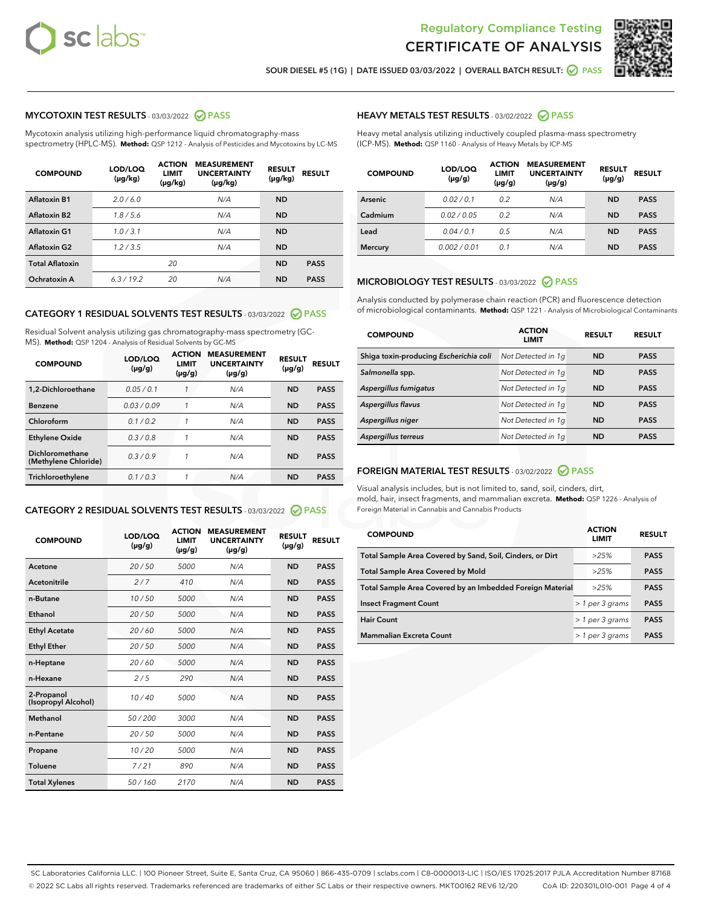Regulatory Compliance Testing

# CERTIFICATE OF ANALYSIS

SOUR DIESEL #5 (1G) | DATE ISSUED 03/03/2022 | OVERALL BATCH RESULT: PASS

## MYCOTOXIN TEST RESULTS - 03/03/2022 PASS

Mycotoxin analysis utilizing high-performance liquid chromatography-mass spectrometry (HPLC-MS). **Method:** QSP 1212 - Analysis of Pesticides and Mycotoxins by LC-MS

| COMPOUND | LOD/LOQ (µg/kg) | ACTION LIMIT (µg/kg) | MEASUREMENT UNCERTAINTY (µg/kg) | RESULT (µg/kg) | RESULT |
|---|---|---|---|---|---|
| Aflatoxin B1 | 2.0 / 6.0 | | N/A | ND | |
| Aflatoxin B2 | 1.8 / 5.6 | | N/A | ND | |
| Aflatoxin G1 | 1.0 / 3.1 | | N/A | ND | |
| Aflatoxin G2 | 1.2 / 3.5 | | N/A | ND | |
| Total Aflatoxin | | 20 | | ND | PASS |
| Ochratoxin A | 6.3 / 19.2 | 20 | N/A | ND | PASS |

## CATEGORY 1 RESIDUAL SOLVENTS TEST RESULTS - 03/03/2022 PASS

Residual Solvent analysis utilizing gas chromatography-mass spectrometry (GC-MS). **Method:** QSP 1204 - Analysis of Residual Solvents by GC-MS

| COMPOUND | LOD/LOQ (µg/g) | ACTION LIMIT (µg/g) | MEASUREMENT UNCERTAINTY (µg/g) | RESULT (µg/g) | RESULT |
|---|---|---|---|---|---|
| 1,2-Dichloroethane | 0.05 / 0.1 | 1 | N/A | ND | PASS |
| Benzene | 0.03 / 0.09 | 1 | N/A | ND | PASS |
| Chloroform | 0.1 / 0.2 | 1 | N/A | ND | PASS |
| Ethylene Oxide | 0.3 / 0.8 | 1 | N/A | ND | PASS |
| Dichloromethane (Methylene Chloride) | 0.3 / 0.9 | 1 | N/A | ND | PASS |
| Trichloroethylene | 0.1 / 0.3 | 1 | N/A | ND | PASS |

## CATEGORY 2 RESIDUAL SOLVENTS TEST RESULTS - 03/03/2022 PASS

| COMPOUND | LOD/LOQ (µg/g) | ACTION LIMIT (µg/g) | MEASUREMENT UNCERTAINTY (µg/g) | RESULT (µg/g) | RESULT |
|---|---|---|---|---|---|
| Acetone | 20 / 50 | 5000 | N/A | ND | PASS |
| Acetonitrile | 2 / 7 | 410 | N/A | ND | PASS |
| n-Butane | 10 / 50 | 5000 | N/A | ND | PASS |
| Ethanol | 20 / 50 | 5000 | N/A | ND | PASS |
| Ethyl Acetate | 20 / 60 | 5000 | N/A | ND | PASS |
| Ethyl Ether | 20 / 50 | 5000 | N/A | ND | PASS |
| n-Heptane | 20 / 60 | 5000 | N/A | ND | PASS |
| n-Hexane | 2 / 5 | 290 | N/A | ND | PASS |
| 2-Propanol (Isopropyl Alcohol) | 10 / 40 | 5000 | N/A | ND | PASS |
| Methanol | 50 / 200 | 3000 | N/A | ND | PASS |
| n-Pentane | 20 / 50 | 5000 | N/A | ND | PASS |
| Propane | 10 / 20 | 5000 | N/A | ND | PASS |
| Toluene | 7 / 21 | 890 | N/A | ND | PASS |
| Total Xylenes | 50 / 160 | 2170 | N/A | ND | PASS |

## HEAVY METALS TEST RESULTS - 03/02/2022 PASS

Heavy metal analysis utilizing inductively coupled plasma-mass spectrometry (ICP-MS). **Method:** QSP 1160 - Analysis of Heavy Metals by ICP-MS

| COMPOUND | LOD/LOQ (µg/g) | ACTION LIMIT (µg/g) | MEASUREMENT UNCERTAINTY (µg/g) | RESULT (µg/g) | RESULT |
|---|---|---|---|---|---|
| Arsenic | 0.02 / 0.1 | 0.2 | N/A | ND | PASS |
| Cadmium | 0.02 / 0.05 | 0.2 | N/A | ND | PASS |
| Lead | 0.04 / 0.1 | 0.5 | N/A | ND | PASS |
| Mercury | 0.002 / 0.01 | 0.1 | N/A | ND | PASS |

## MICROBIOLOGY TEST RESULTS - 03/03/2022 PASS

Analysis conducted by polymerase chain reaction (PCR) and fluorescence detection of microbiological contaminants. **Method:** QSP 1221 - Analysis of Microbiological Contaminants

| COMPOUND | ACTION LIMIT | RESULT | RESULT |
|---|---|---|---|
| Shiga toxin-producing *Escherichia coli* | Not Detected in 1g | ND | PASS |
| *Salmonella* spp. | Not Detected in 1g | ND | PASS |
| *Aspergillus fumigatus* | Not Detected in 1g | ND | PASS |
| *Aspergillus flavus* | Not Detected in 1g | ND | PASS |
| *Aspergillus niger* | Not Detected in 1g | ND | PASS |
| *Aspergillus terreus* | Not Detected in 1g | ND | PASS |

## FOREIGN MATERIAL TEST RESULTS - 03/02/2022 PASS

Visual analysis includes, but is not limited to, sand, soil, cinders, dirt, mold, hair, insect fragments, and mammalian excreta. **Method:** QSP 1226 - Analysis of Foreign Material in Cannabis and Cannabis Products

| COMPOUND | ACTION LIMIT | RESULT |
|---|---|---|
| Total Sample Area Covered by Sand, Soil, Cinders, or Dirt | >25% | PASS |
| Total Sample Area Covered by Mold | >25% | PASS |
| Total Sample Area Covered by an Imbedded Foreign Material | >25% | PASS |
| Insect Fragment Count | > 1 per 3 grams | PASS |
| Hair Count | > 1 per 3 grams | PASS |
| Mammalian Excreta Count | > 1 per 3 grams | PASS |

SC Laboratories California LLC. | 100 Pioneer Street, Suite E, Santa Cruz, CA 95060 | 866-435-0709 | sclabs.com | C8-0000013-LIC | ISO/IES 17025:2017 PJLA Accreditation Number 87168
© 2022 SC Labs all rights reserved. Trademarks referenced are trademarks of either SC Labs or their respective owners. MKT00162 REV6 12/20 CoA ID: 220301L010-001